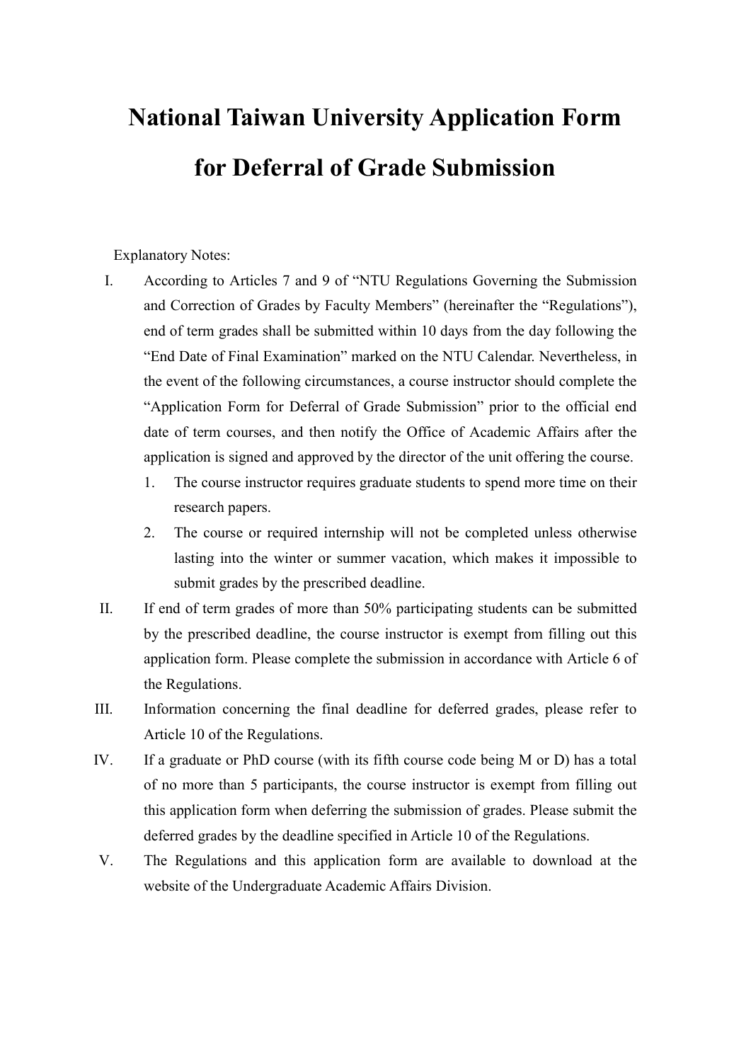# National Taiwan University Application Form for Deferral of Grade Submission

Explanatory Notes:

I. According to Articles 7 and 9 of "NTU Regulations Governing the Submission and Correction of Grades by Faculty Members" (hereinafter the "Regulations"), end of term grades shall be submitted within 10 days from the day following the "End Date of Final Examination" marked on the NTU Calendar. Nevertheless, in the event of the following circumstances, a course instructor should complete the "Application Form for Deferral of Grade Submission" prior to the official end date of term courses, and then notify the Office of Academic Affairs after the application is signed and approved by the director of the unit offering the course.
   1. The course instructor requires graduate students to spend more time on their research papers.
   2. The course or required internship will not be completed unless otherwise lasting into the winter or summer vacation, which makes it impossible to submit grades by the prescribed deadline.

II. If end of term grades of more than 50% participating students can be submitted by the prescribed deadline, the course instructor is exempt from filling out this application form. Please complete the submission in accordance with Article 6 of the Regulations.

III. Information concerning the final deadline for deferred grades, please refer to Article 10 of the Regulations.

IV. If a graduate or PhD course (with its fifth course code being M or D) has a total of no more than 5 participants, the course instructor is exempt from filling out this application form when deferring the submission of grades. Please submit the deferred grades by the deadline specified in Article 10 of the Regulations.

V. The Regulations and this application form are available to download at the website of the Undergraduate Academic Affairs Division.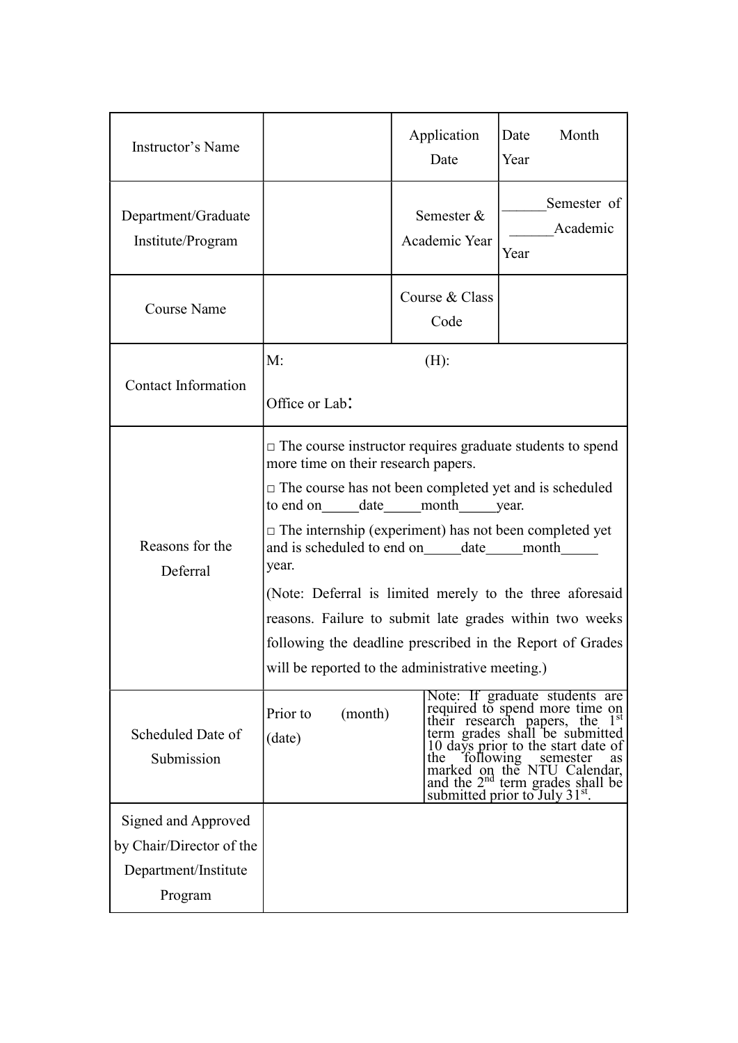| Instructor's Name | | Application Date | Date Month Year |
|---|---|---|---|
| Department/Graduate Institute/Program | | Semester & Academic Year | ______Semester of ______Academic Year |
| Course Name | | Course & Class Code | |
| Contact Information | M: (H):<br><br>Office or Lab: | | |
| Reasons for the Deferral | □ The course instructor requires graduate students to spend more time on their research papers.<br>□ The course has not been completed yet and is scheduled to end on_____date_____month_____year.<br>□ The internship (experiment) has not been completed yet and is scheduled to end on_____date_____month_____ year.<br>(Note: Deferral is limited merely to the three aforesaid reasons. Failure to submit late grades within two weeks following the deadline prescribed in the Report of Grades will be reported to the administrative meeting.) | | |
| Scheduled Date of Submission | Prior to (month) (date) | Note: If graduate students are required to spend more time on their research papers, the 1st term grades shall be submitted 10 days prior to the start date of the following semester as marked on the NTU Calendar, and the 2nd term grades shall be submitted prior to July 31st. | |
| Signed and Approved by Chair/Director of the Department/Institute Program | | | |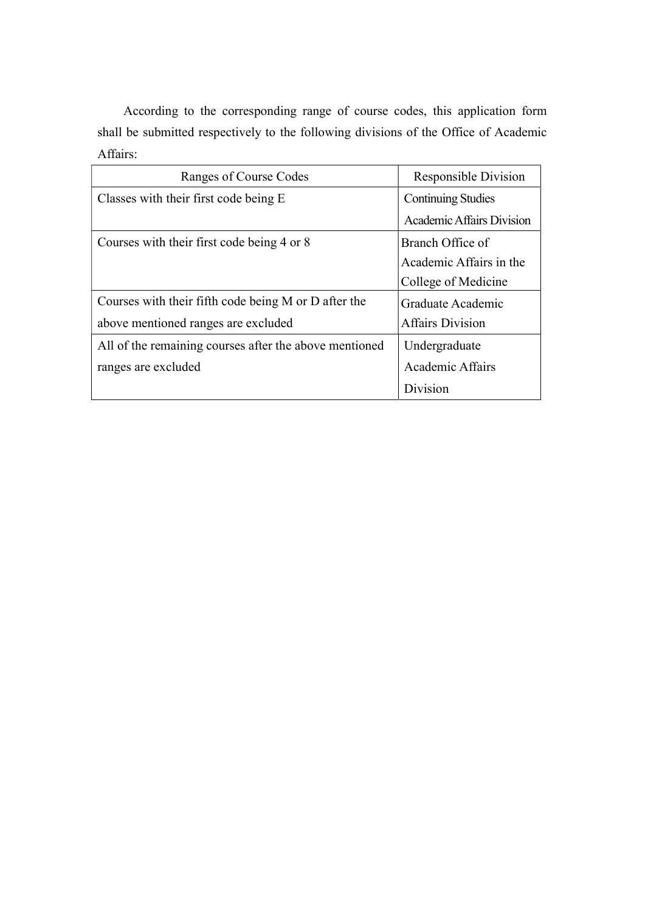According to the corresponding range of course codes, this application form shall be submitted respectively to the following divisions of the Office of Academic Affairs:

| Ranges of Course Codes | Responsible Division |
|---|---|
| Classes with their first code being E | Continuing Studies Academic Affairs Division |
| Courses with their first code being 4 or 8 | Branch Office of Academic Affairs in the College of Medicine |
| Courses with their fifth code being M or D after the above mentioned ranges are excluded | Graduate Academic Affairs Division |
| All of the remaining courses after the above mentioned ranges are excluded | Undergraduate Academic Affairs Division |